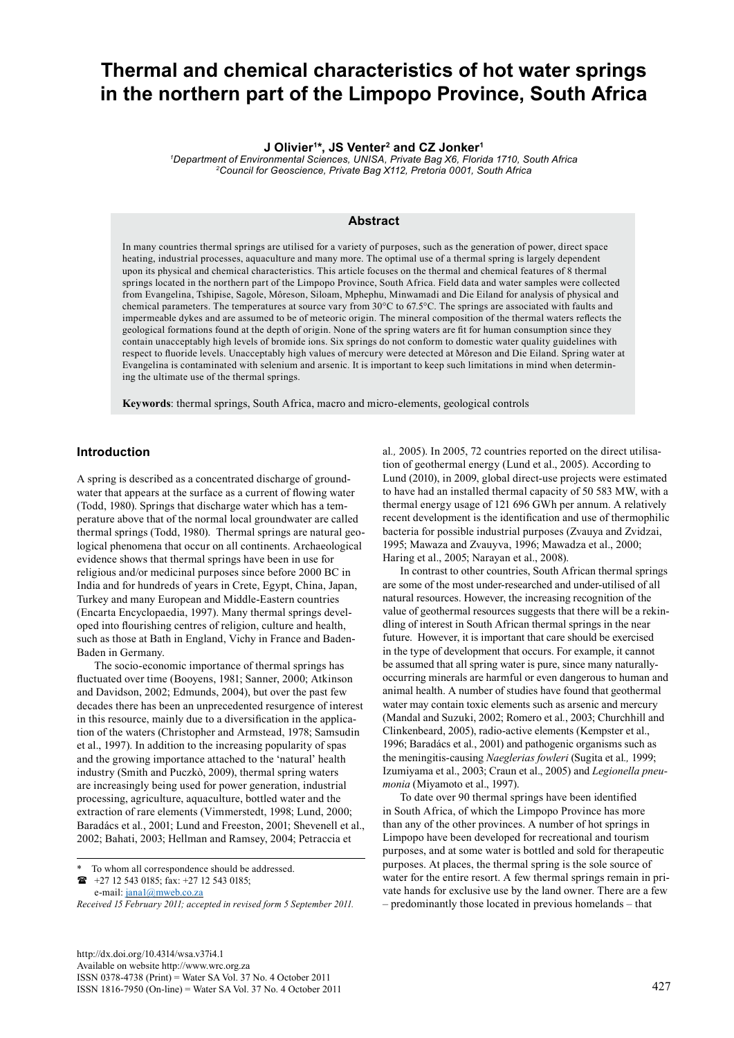# Thermal and chemical characteristics of hot water springs in the northern part of the Limpopo Province, South Africa

**J Olivier[1]\*, JS Venter[2] and CZ Jonker[1]**

[1]*Department of Environmental Sciences, UNISA, Private Bag X6, Florida 1710, South Africa*
[2]*Council for Geoscience, Private Bag X112, Pretoria 0001, South Africa*

## Abstract

In many countries thermal springs are utilised for a variety of purposes, such as the generation of power, direct space heating, industrial processes, aquaculture and many more. The optimal use of a thermal spring is largely dependent upon its physical and chemical characteristics. This article focuses on the thermal and chemical features of 8 thermal springs located in the northern part of the Limpopo Province, South Africa. Field data and water samples were collected from Evangelina, Tshipise, Sagole, Môreson, Siloam, Mphephu, Minwamadi and Die Eiland for analysis of physical and chemical parameters. The temperatures at source vary from 30°C to 67.5°C. The springs are associated with faults and impermeable dykes and are assumed to be of meteoric origin. The mineral composition of the thermal waters reflects the geological formations found at the depth of origin. None of the spring waters are fit for human consumption since they contain unacceptably high levels of bromide ions. Six springs do not conform to domestic water quality guidelines with respect to fluoride levels. Unacceptably high values of mercury were detected at Môreson and Die Eiland. Spring water at Evangelina is contaminated with selenium and arsenic. It is important to keep such limitations in mind when determining the ultimate use of the thermal springs.

**Keywords**: thermal springs, South Africa, macro and micro-elements, geological controls

## Introduction

A spring is described as a concentrated discharge of groundwater that appears at the surface as a current of flowing water (Todd, 1980). Springs that discharge water which has a temperature above that of the normal local groundwater are called thermal springs (Todd, 1980). Thermal springs are natural geological phenomena that occur on all continents. Archaeological evidence shows that thermal springs have been in use for religious and/or medicinal purposes since before 2000 BC in India and for hundreds of years in Crete, Egypt, China, Japan, Turkey and many European and Middle-Eastern countries (Encarta Encyclopaedia, 1997). Many thermal springs developed into flourishing centres of religion, culture and health, such as those at Bath in England, Vichy in France and Baden-Baden in Germany.

The socio-economic importance of thermal springs has fluctuated over time (Booyens, 1981; Sanner, 2000; Atkinson and Davidson, 2002; Edmunds, 2004), but over the past few decades there has been an unprecedented resurgence of interest in this resource, mainly due to a diversification in the application of the waters (Christopher and Armstead, 1978; Samsudin et al., 1997). In addition to the increasing popularity of spas and the growing importance attached to the 'natural' health industry (Smith and Puczkò, 2009), thermal spring waters are increasingly being used for power generation, industrial processing, agriculture, aquaculture, bottled water and the extraction of rare elements (Vimmerstedt, 1998; Lund, 2000; Baradács et al., 2001; Lund and Freeston, 2001; Shevenell et al., 2002; Bahati, 2003; Hellman and Ramsey, 2004; Petracchia et al., 2005). In 2005, 72 countries reported on the direct utilisation of geothermal energy (Lund et al., 2005). According to Lund (2010), in 2009, global direct-use projects were estimated to have had an installed thermal capacity of 50 583 MW, with a thermal energy usage of 121 696 GWh per annum. A relatively recent development is the identification and use of thermophilic bacteria for possible industrial purposes (Zvauya and Zvidzai, 1995; Mawaza and Zvauyva, 1996; Mawadza et al., 2000; Haring et al., 2005; Narayan et al., 2008).

In contrast to other countries, South African thermal springs are some of the most under-researched and under-utilised of all natural resources. However, the increasing recognition of the value of geothermal resources suggests that there will be a rekindling of interest in South African thermal springs in the near future. However, it is important that care should be exercised in the type of development that occurs. For example, it cannot be assumed that all spring water is pure, since many naturally-occurring minerals are harmful or even dangerous to human and animal health. A number of studies have found that geothermal water may contain toxic elements such as arsenic and mercury (Mandal and Suzuki, 2002; Romero et al., 2003; Churchhill and Clinkenbeard, 2005), radio-active elements (Kempster et al., 1996; Baradács et al., 2001) and pathogenic organisms such as the meningitis-causing *Naeglerias fowleri* (Sugita et al., 1999; Izumiyama et al., 2003; Craun et al., 2005) and *Legionella pneumonia* (Miyamoto et al., 1997).

To date over 90 thermal springs have been identified in South Africa, of which the Limpopo Province has more than any of the other provinces. A number of hot springs in Limpopo have been developed for recreational and tourism purposes, and at some water is bottled and sold for therapeutic purposes. At places, the thermal spring is the sole source of water for the entire resort. A few thermal springs remain in private hands for exclusive use by the land owner. There are a few – predominantly those located in previous homelands – that

\* To whom all correspondence should be addressed.
☎ +27 12 543 0185; fax: +27 12 543 0185;
e-mail: jana1@mweb.co.za

*Received 15 February 2011; accepted in revised form 5 September 2011.*

http://dx.doi.org/10.4314/wsa.v37i4.1
Available on website http://www.wrc.org.za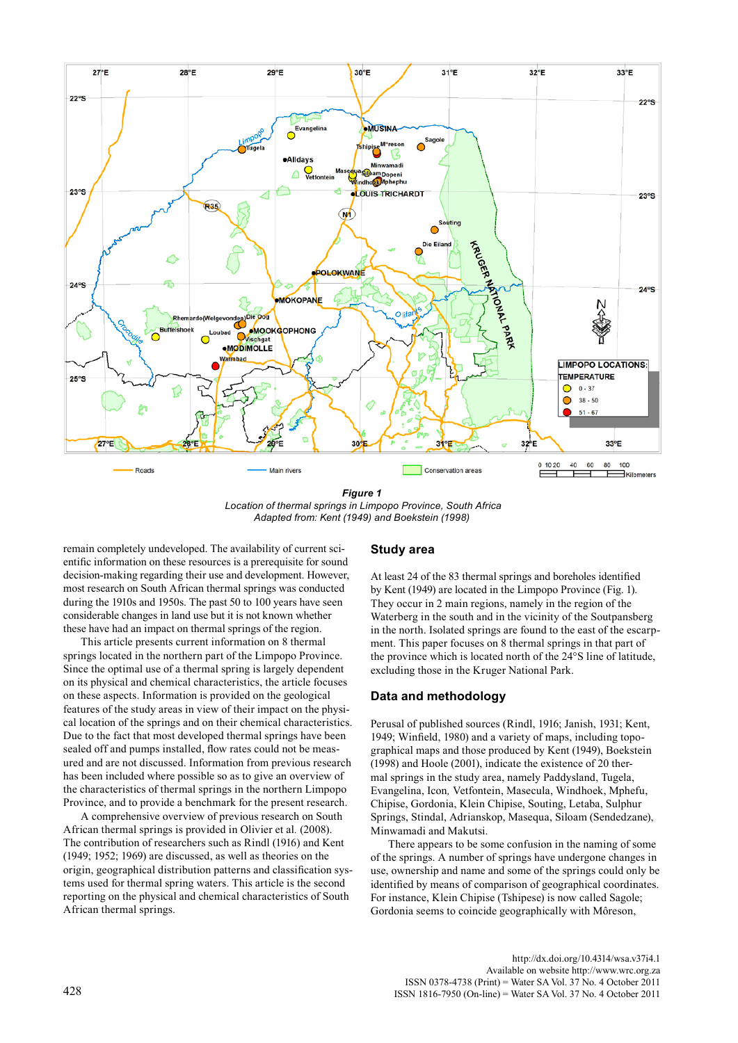**Figure 1**
*Location of thermal springs in Limpopo Province, South Africa*
*Adapted from: Kent (1949) and Boekstein (1998)*

remain completely undeveloped. The availability of current scientific information on these resources is a prerequisite for sound decision-making regarding their use and development. However, most research on South African thermal springs was conducted during the 1910s and 1950s. The past 50 to 100 years have seen considerable changes in land use but it is not known whether these have had an impact on thermal springs of the region.

This article presents current information on 8 thermal springs located in the northern part of the Limpopo Province. Since the optimal use of a thermal spring is largely dependent on its physical and chemical characteristics, the article focuses on these aspects. Information is provided on the geological features of the study areas in view of their impact on the physical location of the springs and on their chemical characteristics. Due to the fact that most developed thermal springs have been sealed off and pumps installed, flow rates could not be measured and are not discussed. Information from previous research has been included where possible so as to give an overview of the characteristics of thermal springs in the northern Limpopo Province, and to provide a benchmark for the present research.

A comprehensive overview of previous research on South African thermal springs is provided in Olivier et al. (2008). The contribution of researchers such as Rindl (1916) and Kent (1949; 1952; 1969) are discussed, as well as theories on the origin, geographical distribution patterns and classification systems used for thermal spring waters. This article is the second reporting on the physical and chemical characteristics of South African thermal springs.

## Study area

At least 24 of the 83 thermal springs and boreholes identified by Kent (1949) are located in the Limpopo Province (Fig. 1). They occur in 2 main regions, namely in the region of the Waterberg in the south and in the vicinity of the Soutpansberg in the north. Isolated springs are found to the east of the escarpment. This paper focuses on 8 thermal springs in that part of the province which is located north of the 24°S line of latitude, excluding those in the Kruger National Park.

## Data and methodology

Perusal of published sources (Rindl, 1916; Janish, 1931; Kent, 1949; Winfield, 1980) and a variety of maps, including topographical maps and those produced by Kent (1949), Boekstein (1998) and Hoole (2001), indicate the existence of 20 thermal springs in the study area, namely Paddysland, Tugela, Evangelina, Icon, Vetfontein, Masecula, Windhoek, Mphefu, Chipise, Gordonia, Klein Chipise, Souting, Letaba, Sulphur Springs, Stindal, Adrianskop, Masequa, Siloam (Sendedzane), Minwamadi and Makutsi.

There appears to be some confusion in the naming of some of the springs. A number of springs have undergone changes in use, ownership and name and some of the springs could only be identified by means of comparison of geographical coordinates. For instance, Klein Chipise (Tshipese) is now called Sagole; Gordonia seems to coincide geographically with Môreson,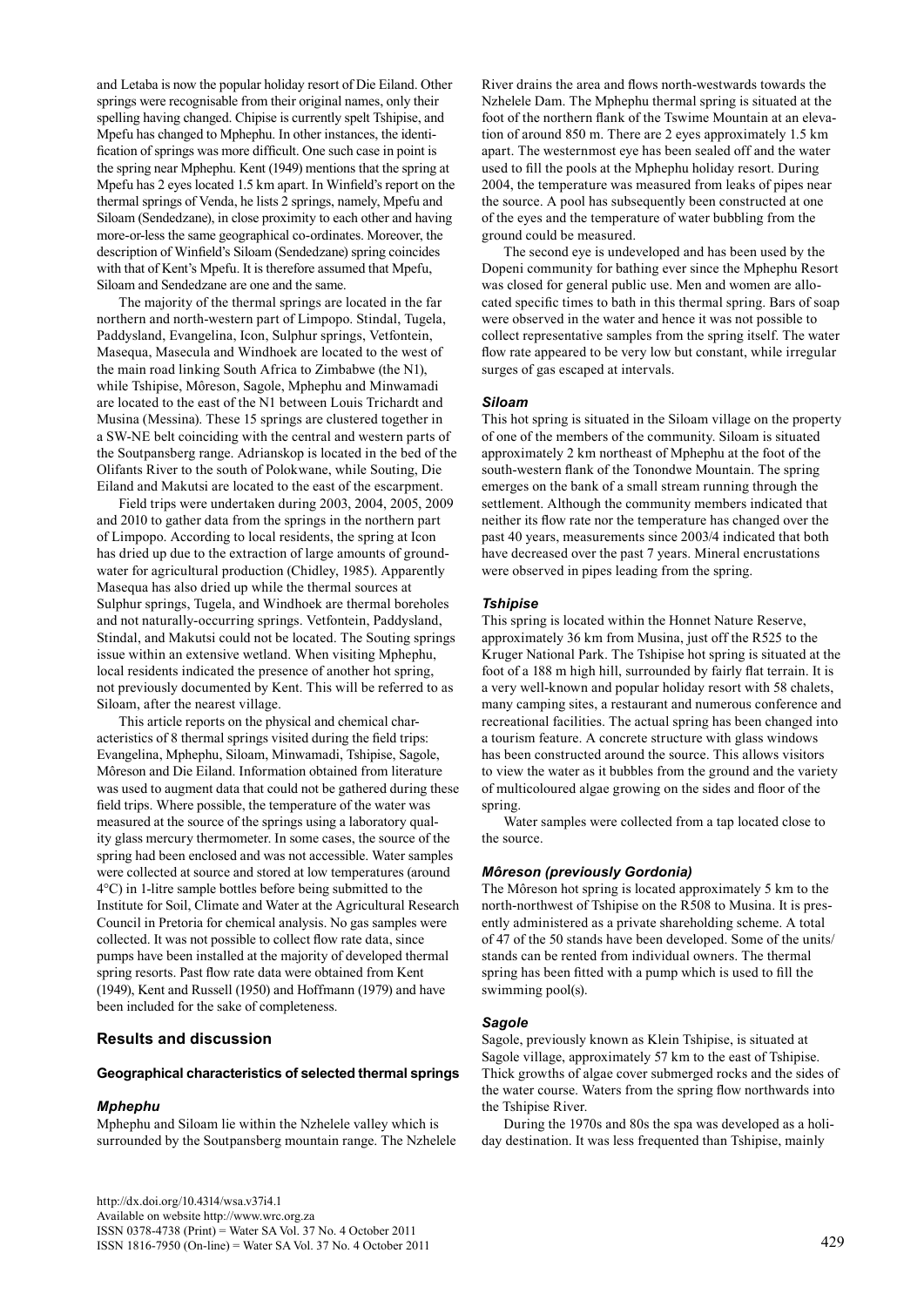and Letaba is now the popular holiday resort of Die Eiland. Other springs were recognisable from their original names, only their spelling having changed. Chipise is currently spelt Tshipise, and Mpefu has changed to Mphephu. In other instances, the identification of springs was more difficult. One such case in point is the spring near Mphephu. Kent (1949) mentions that the spring at Mpefu has 2 eyes located 1.5 km apart. In Winfield's report on the thermal springs of Venda, he lists 2 springs, namely, Mpefu and Siloam (Sendedzane), in close proximity to each other and having more-or-less the same geographical co-ordinates. Moreover, the description of Winfield's Siloam (Sendedzane) spring coincides with that of Kent's Mpefu. It is therefore assumed that Mpefu, Siloam and Sendedzane are one and the same.

The majority of the thermal springs are located in the far northern and north-western part of Limpopo. Stindal, Tugela, Paddysland, Evangelina, Icon, Sulphur springs, Vetfontein, Masequa, Masecula and Windhoek are located to the west of the main road linking South Africa to Zimbabwe (the N1), while Tshipise, Môreson, Sagole, Mphephu and Minwamadi are located to the east of the N1 between Louis Trichardt and Musina (Messina). These 15 springs are clustered together in a SW-NE belt coinciding with the central and western parts of the Soutpansberg range. Adrianskop is located in the bed of the Olifants River to the south of Polokwane, while Souting, Die Eiland and Makutsi are located to the east of the escarpment.

Field trips were undertaken during 2003, 2004, 2005, 2009 and 2010 to gather data from the springs in the northern part of Limpopo. According to local residents, the spring at Icon has dried up due to the extraction of large amounts of groundwater for agricultural production (Chidley, 1985). Apparently Masequa has also dried up while the thermal sources at Sulphur springs, Tugela, and Windhoek are thermal boreholes and not naturally-occurring springs. Vetfontein, Paddysland, Stindal, and Makutsi could not be located. The Souting springs issue within an extensive wetland. When visiting Mphephu, local residents indicated the presence of another hot spring, not previously documented by Kent. This will be referred to as Siloam, after the nearest village.

This article reports on the physical and chemical characteristics of 8 thermal springs visited during the field trips: Evangelina, Mphephu, Siloam, Minwamadi, Tshipise, Sagole, Môreson and Die Eiland. Information obtained from literature was used to augment data that could not be gathered during these field trips. Where possible, the temperature of the water was measured at the source of the springs using a laboratory quality glass mercury thermometer. In some cases, the source of the spring had been enclosed and was not accessible. Water samples were collected at source and stored at low temperatures (around 4°C) in 1-litre sample bottles before being submitted to the Institute for Soil, Climate and Water at the Agricultural Research Council in Pretoria for chemical analysis. No gas samples were collected. It was not possible to collect flow rate data, since pumps have been installed at the majority of developed thermal spring resorts. Past flow rate data were obtained from Kent (1949), Kent and Russell (1950) and Hoffmann (1979) and have been included for the sake of completeness.

## Results and discussion

### Geographical characteristics of selected thermal springs

#### *Mphephu*

Mphephu and Siloam lie within the Nzhelele valley which is surrounded by the Soutpansberg mountain range. The Nzhelele River drains the area and flows north-westwards towards the Nzhelele Dam. The Mphephu thermal spring is situated at the foot of the northern flank of the Tswime Mountain at an elevation of around 850 m. There are 2 eyes approximately 1.5 km apart. The westernmost eye has been sealed off and the water used to fill the pools at the Mphephu holiday resort. During 2004, the temperature was measured from leaks of pipes near the source. A pool has subsequently been constructed at one of the eyes and the temperature of water bubbling from the ground could be measured.

The second eye is undeveloped and has been used by the Dopeni community for bathing ever since the Mphephu Resort was closed for general public use. Men and women are allocated specific times to bath in this thermal spring. Bars of soap were observed in the water and hence it was not possible to collect representative samples from the spring itself. The water flow rate appeared to be very low but constant, while irregular surges of gas escaped at intervals.

#### *Siloam*

This hot spring is situated in the Siloam village on the property of one of the members of the community. Siloam is situated approximately 2 km northeast of Mphephu at the foot of the south-western flank of the Tonondwe Mountain. The spring emerges on the bank of a small stream running through the settlement. Although the community members indicated that neither its flow rate nor the temperature has changed over the past 40 years, measurements since 2003/4 indicated that both have decreased over the past 7 years. Mineral encrustations were observed in pipes leading from the spring.

#### *Tshipise*

This spring is located within the Honnet Nature Reserve, approximately 36 km from Musina, just off the R525 to the Kruger National Park. The Tshipise hot spring is situated at the foot of a 188 m high hill, surrounded by fairly flat terrain. It is a very well-known and popular holiday resort with 58 chalets, many camping sites, a restaurant and numerous conference and recreational facilities. The actual spring has been changed into a tourism feature. A concrete structure with glass windows has been constructed around the source. This allows visitors to view the water as it bubbles from the ground and the variety of multicoloured algae growing on the sides and floor of the spring.

Water samples were collected from a tap located close to the source.

#### *Môreson (previously Gordonia)*

The Môreson hot spring is located approximately 5 km to the north-northwest of Tshipise on the R508 to Musina. It is presently administered as a private shareholding scheme. A total of 47 of the 50 stands have been developed. Some of the units/stands can be rented from individual owners. The thermal spring has been fitted with a pump which is used to fill the swimming pool(s).

#### *Sagole*

Sagole, previously known as Klein Tshipise, is situated at Sagole village, approximately 57 km to the east of Tshipise. Thick growths of algae cover submerged rocks and the sides of the water course. Waters from the spring flow northwards into the Tshipise River.

During the 1970s and 80s the spa was developed as a holiday destination. It was less frequented than Tshipise, mainly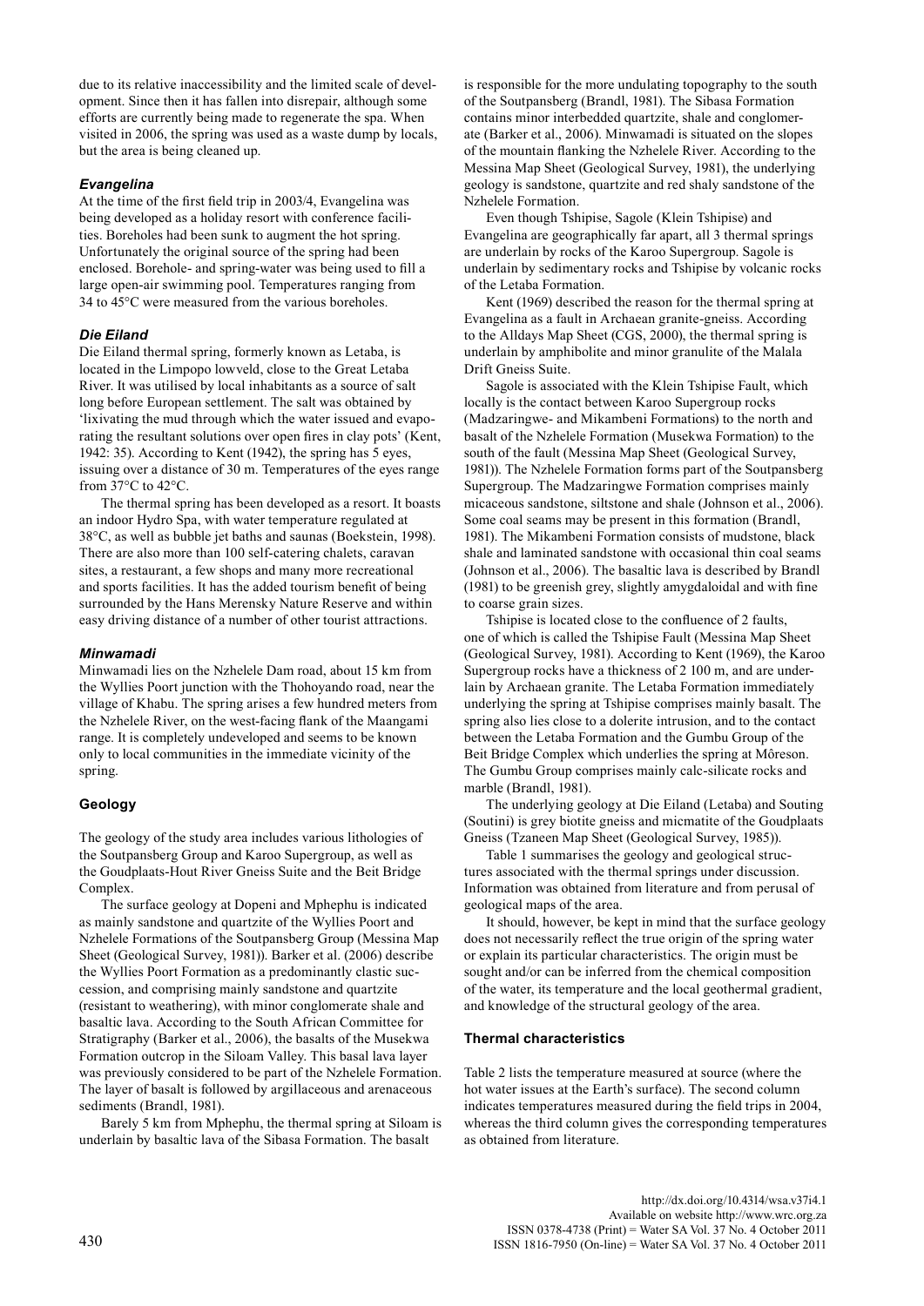due to its relative inaccessibility and the limited scale of development. Since then it has fallen into disrepair, although some efforts are currently being made to regenerate the spa. When visited in 2006, the spring was used as a waste dump by locals, but the area is being cleaned up.

### *Evangelina*

At the time of the first field trip in 2003/4, Evangelina was being developed as a holiday resort with conference facilities. Boreholes had been sunk to augment the hot spring. Unfortunately the original source of the spring had been enclosed. Borehole- and spring-water was being used to fill a large open-air swimming pool. Temperatures ranging from 34 to 45°C were measured from the various boreholes.

### *Die Eiland*

Die Eiland thermal spring, formerly known as Letaba, is located in the Limpopo lowveld, close to the Great Letaba River. It was utilised by local inhabitants as a source of salt long before European settlement. The salt was obtained by 'lixivating the mud through which the water issued and evaporating the resultant solutions over open fires in clay pots' (Kent, 1942: 35). According to Kent (1942), the spring has 5 eyes, issuing over a distance of 30 m. Temperatures of the eyes range from 37°C to 42°C.

The thermal spring has been developed as a resort. It boasts an indoor Hydro Spa, with water temperature regulated at 38°C, as well as bubble jet baths and saunas (Boekstein, 1998). There are also more than 100 self-catering chalets, caravan sites, a restaurant, a few shops and many more recreational and sports facilities. It has the added tourism benefit of being surrounded by the Hans Merensky Nature Reserve and within easy driving distance of a number of other tourist attractions.

### *Minwamadi*

Minwamadi lies on the Nzhelele Dam road, about 15 km from the Wyllies Poort junction with the Thohoyando road, near the village of Khabu. The spring arises a few hundred meters from the Nzhelele River, on the west-facing flank of the Maangami range. It is completely undeveloped and seems to be known only to local communities in the immediate vicinity of the spring.

## Geology

The geology of the study area includes various lithologies of the Soutpansberg Group and Karoo Supergroup, as well as the Goudplaats-Hout River Gneiss Suite and the Beit Bridge Complex.

The surface geology at Dopeni and Mphephu is indicated as mainly sandstone and quartzite of the Wyllies Poort and Nzhelele Formations of the Soutpansberg Group (Messina Map Sheet (Geological Survey, 1981)). Barker et al. (2006) describe the Wyllies Poort Formation as a predominantly clastic succession, and comprising mainly sandstone and quartzite (resistant to weathering), with minor conglomerate shale and basaltic lava. According to the South African Committee for Stratigraphy (Barker et al., 2006), the basalts of the Musekwa Formation outcrop in the Siloam Valley. This basal lava layer was previously considered to be part of the Nzhelele Formation. The layer of basalt is followed by argillaceous and arenaceous sediments (Brandl, 1981).

Barely 5 km from Mphephu, the thermal spring at Siloam is underlain by basaltic lava of the Sibasa Formation. The basalt is responsible for the more undulating topography to the south of the Soutpansberg (Brandl, 1981). The Sibasa Formation contains minor interbedded quartzite, shale and conglomerate (Barker et al., 2006). Minwamadi is situated on the slopes of the mountain flanking the Nzhelele River. According to the Messina Map Sheet (Geological Survey, 1981), the underlying geology is sandstone, quartzite and red shaly sandstone of the Nzhelele Formation.

Even though Tshipise, Sagole (Klein Tshipise) and Evangelina are geographically far apart, all 3 thermal springs are underlain by rocks of the Karoo Supergroup. Sagole is underlain by sedimentary rocks and Tshipise by volcanic rocks of the Letaba Formation.

Kent (1969) described the reason for the thermal spring at Evangelina as a fault in Archaean granite-gneiss. According to the Alldays Map Sheet (CGS, 2000), the thermal spring is underlain by amphibolite and minor granulite of the Malala Drift Gneiss Suite.

Sagole is associated with the Klein Tshipise Fault, which locally is the contact between Karoo Supergroup rocks (Madzaringwe- and Mikambeni Formations) to the north and basalt of the Nzhelele Formation (Musekwa Formation) to the south of the fault (Messina Map Sheet (Geological Survey, 1981)). The Nzhelele Formation forms part of the Soutpansberg Supergroup. The Madzaringwe Formation comprises mainly micaceous sandstone, siltstone and shale (Johnson et al., 2006). Some coal seams may be present in this formation (Brandl, 1981). The Mikambeni Formation consists of mudstone, black shale and laminated sandstone with occasional thin coal seams (Johnson et al., 2006). The basaltic lava is described by Brandl (1981) to be greenish grey, slightly amygdaloidal and with fine to coarse grain sizes.

Tshipise is located close to the confluence of 2 faults, one of which is called the Tshipise Fault (Messina Map Sheet (Geological Survey, 1981). According to Kent (1969), the Karoo Supergroup rocks have a thickness of 2 100 m, and are underlain by Archaean granite. The Letaba Formation immediately underlying the spring at Tshipise comprises mainly basalt. The spring also lies close to a dolerite intrusion, and to the contact between the Letaba Formation and the Gumbu Group of the Beit Bridge Complex which underlies the spring at Môreson. The Gumbu Group comprises mainly calc-silicate rocks and marble (Brandl, 1981).

The underlying geology at Die Eiland (Letaba) and Souting (Soutini) is grey biotite gneiss and micmatite of the Goudplaats Gneiss (Tzaneen Map Sheet (Geological Survey, 1985)).

Table 1 summarises the geology and geological structures associated with the thermal springs under discussion. Information was obtained from literature and from perusal of geological maps of the area.

It should, however, be kept in mind that the surface geology does not necessarily reflect the true origin of the spring water or explain its particular characteristics. The origin must be sought and/or can be inferred from the chemical composition of the water, its temperature and the local geothermal gradient, and knowledge of the structural geology of the area.

## Thermal characteristics

Table 2 lists the temperature measured at source (where the hot water issues at the Earth's surface). The second column indicates temperatures measured during the field trips in 2004, whereas the third column gives the corresponding temperatures as obtained from literature.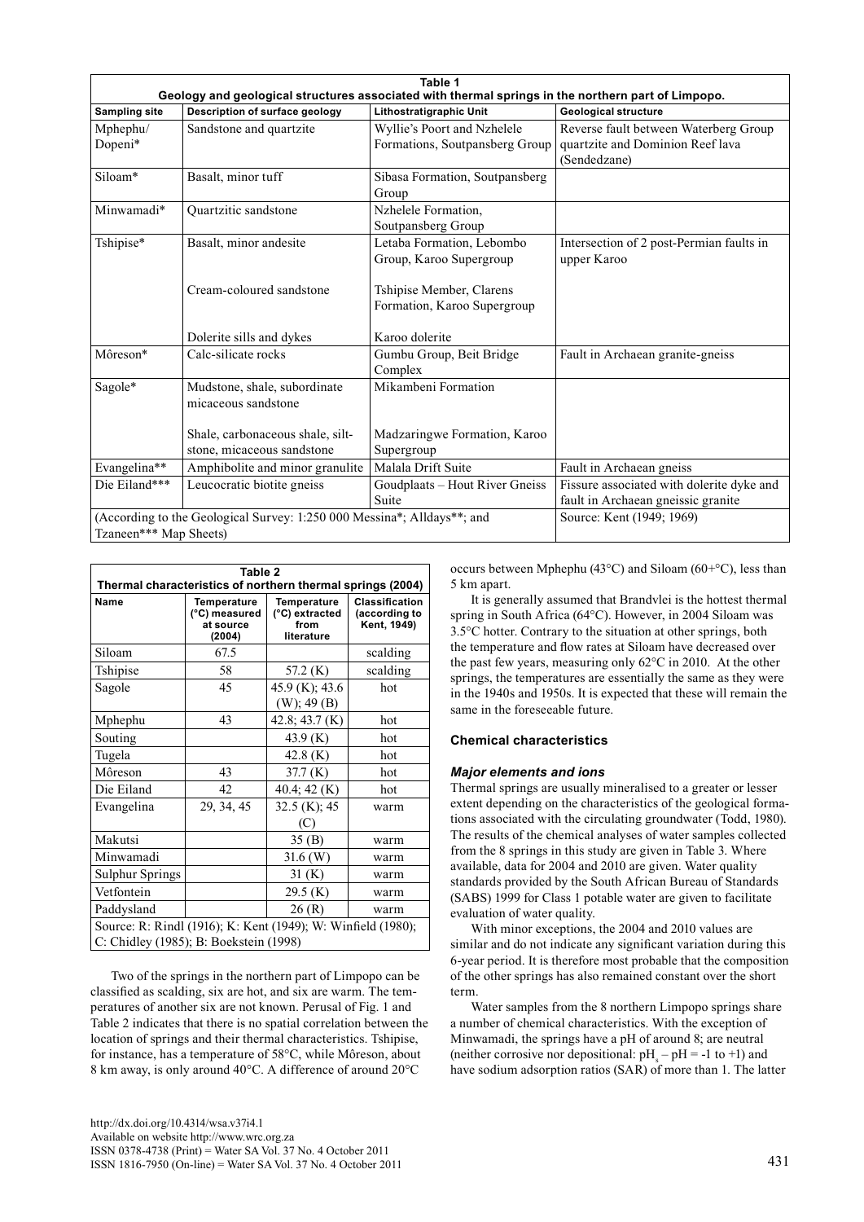| Table 1<br>Geology and geological structures associated with thermal springs in the northern part of Limpopo. | | | |
|---|---|---|---|
| **Sampling site** | **Description of surface geology** | **Lithostratigraphic Unit** | **Geological structure** |
| Mphephu/ Dopeni* | Sandstone and quartzite | Wyllie's Poort and Nzhelele Formations, Soutpansberg Group | Reverse fault between Waterberg Group quartzite and Dominion Reef lava (Sendedzane) |
| Siloam* | Basalt, minor tuff | Sibasa Formation, Soutpansberg Group | |
| Minwamadi* | Quartzitic sandstone | Nzhelele Formation, Soutpansberg Group | |
| Tshipise* | Basalt, minor andesite | Letaba Formation, Lebombo Group, Karoo Supergroup | Intersection of 2 post-Permian faults in upper Karoo |
| | Cream-coloured sandstone | Tshipise Member, Clarens Formation, Karoo Supergroup | |
| | Dolerite sills and dykes | Karoo dolerite | |
| Môreson* | Calc-silicate rocks | Gumbu Group, Beit Bridge Complex | Fault in Archaean granite-gneiss |
| Sagole* | Mudstone, shale, subordinate micaceous sandstone | Mikambeni Formation | |
| | Shale, carbonaceous shale, silt-stone, micaceous sandstone | Madzaringwe Formation, Karoo Supergroup | |
| Evangelina** | Amphibolite and minor granulite | Malala Drift Suite | Fault in Archaean gneiss |
| Die Eiland*** | Leucocratic biotite gneiss | Goudplaats – Hout River Gneiss Suite | Fissure associated with dolerite dyke and fault in Archaean gneissic granite |
| (According to the Geological Survey: 1:250 000 Messina*; Alldays**; and Tzaneen*** Map Sheets) | | | Source: Kent (1949; 1969) |

| Table 2<br>Thermal characteristics of northern thermal springs (2004) | | | |
|---|---|---|---|
| **Name** | **Temperature (°C) measured at source (2004)** | **Temperature (°C) extracted from literature** | **Classification (according to Kent, 1949)** |
| Siloam | 67.5 | | scalding |
| Tshipise | 58 | 57.2 (K) | scalding |
| Sagole | 45 | 45.9 (K); 43.6 (W); 49 (B) | hot |
| Mphephu | 43 | 42.8; 43.7 (K) | hot |
| Souting | | 43.9 (K) | hot |
| Tugela | | 42.8 (K) | hot |
| Môreson | 43 | 37.7 (K) | hot |
| Die Eiland | 42 | 40.4; 42 (K) | hot |
| Evangelina | 29, 34, 45 | 32.5 (K); 45 (C) | warm |
| Makutsi | | 35 (B) | warm |
| Minwamadi | | 31.6 (W) | warm |
| Sulphur Springs | | 31 (K) | warm |
| Vetfontein | | 29.5 (K) | warm |
| Paddysland | | 26 (R) | warm |
| Source: R: Rindl (1916); K: Kent (1949); W: Winfield (1980); C: Chidley (1985); B: Boekstein (1998) | | | |

Two of the springs in the northern part of Limpopo can be classified as scalding, six are hot, and six are warm. The temperatures of another six are not known. Perusal of Fig. 1 and Table 2 indicates that there is no spatial correlation between the location of springs and their thermal characteristics. Tshipise, for instance, has a temperature of 58°C, while Môreson, about 8 km away, is only around 40°C. A difference of around 20°C occurs between Mphephu (43°C) and Siloam (60+°C), less than 5 km apart.

It is generally assumed that Brandvlei is the hottest thermal spring in South Africa (64°C). However, in 2004 Siloam was 3.5°C hotter. Contrary to the situation at other springs, both the temperature and flow rates at Siloam have decreased over the past few years, measuring only 62°C in 2010. At the other springs, the temperatures are essentially the same as they were in the 1940s and 1950s. It is expected that these will remain the same in the foreseeable future.

## Chemical characteristics

### *Major elements and ions*

Thermal springs are usually mineralised to a greater or lesser extent depending on the characteristics of the geological formations associated with the circulating groundwater (Todd, 1980). The results of the chemical analyses of water samples collected from the 8 springs in this study are given in Table 3. Where available, data for 2004 and 2010 are given. Water quality standards provided by the South African Bureau of Standards (SABS) 1999 for Class 1 potable water are given to facilitate evaluation of water quality.

With minor exceptions, the 2004 and 2010 values are similar and do not indicate any significant variation during this 6-year period. It is therefore most probable that the composition of the other springs has also remained constant over the short term.

Water samples from the 8 northern Limpopo springs share a number of chemical characteristics. With the exception of Minwamadi, the springs have a pH of around 8; are neutral (neither corrosive nor depositional: $pH_s - pH = -1$ to $+1$) and have sodium adsorption ratios (SAR) of more than 1. The latter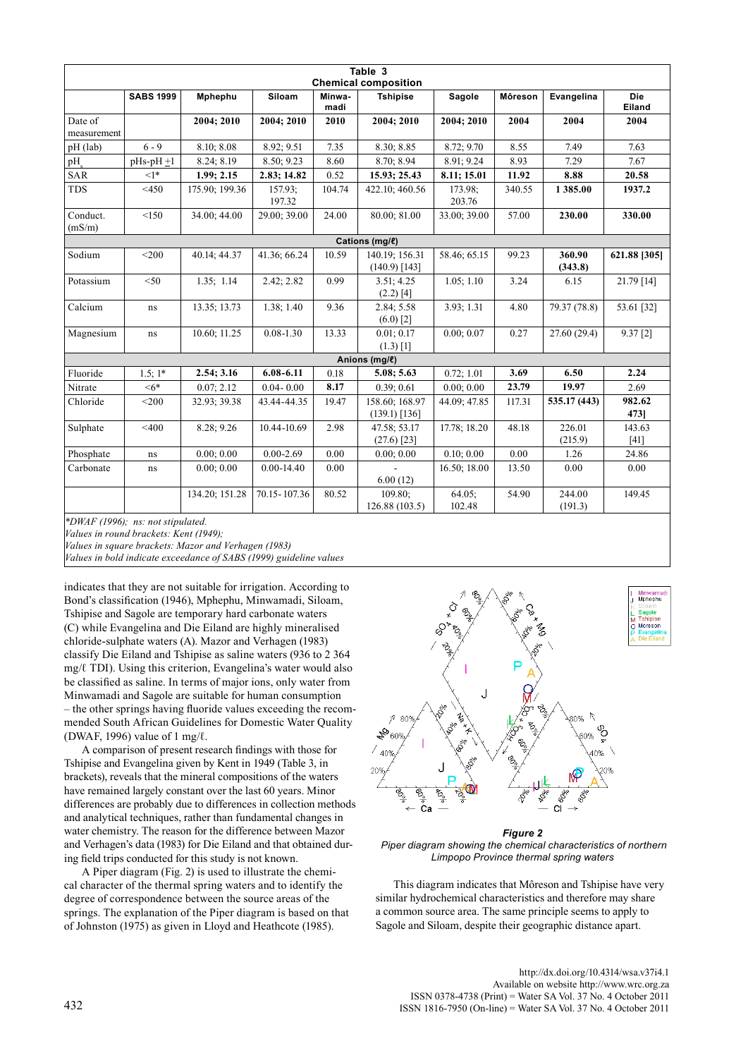**Table 3**
**Chemical composition**

| | SABS 1999 | Mphephu | Siloam | Minwa-madi | Tshipise | Sagole | Môreson | Evangelina | Die Eiland |
|---|---|---|---|---|---|---|---|---|---|
| Date of measurement | | **2004; 2010** | **2004; 2010** | **2010** | **2004; 2010** | **2004; 2010** | **2004** | **2004** | **2004** |
| pH (lab) | 6 - 9 | 8.10; 8.08 | 8.92; 9.51 | 7.35 | 8.30; 8.85 | 8.72; 9.70 | 8.55 | 7.49 | 7.63 |
| $pH_s$ | pHs-pH ±1 | 8.24; 8.19 | 8.50; 9.23 | 8.60 | 8.70; 8.94 | 8.91; 9.24 | 8.93 | 7.29 | 7.67 |
| SAR | <1* | **1.99; 2.15** | **2.83; 14.82** | 0.52 | **15.93; 25.43** | **8.11; 15.01** | **11.92** | **8.88** | **20.58** |
| TDS | <450 | 175.90; 199.36 | 157.93; 197.32 | 104.74 | 422.10; 460.56 | 173.98; 203.76 | 340.55 | **1 385.00** | **1937.2** |
| Conduct. (mS/m) | <150 | 34.00; 44.00 | 29.00; 39.00 | 24.00 | 80.00; 81.00 | 33.00; 39.00 | 57.00 | **230.00** | **330.00** |
| **Cations (mg/ℓ)** | | | | | | | | | |
| Sodium | <200 | 40.14; 44.37 | 41.36; 66.24 | 10.59 | 140.19; 156.31 (140.9) [143] | 58.46; 65.15 | 99.23 | **360.90 (343.8)** | **621.88 [305]** |
| Potassium | <50 | 1.35; 1.14 | 2.42; 2.82 | 0.99 | 3.51; 4.25 (2.2) [4] | 1.05; 1.10 | 3.24 | 6.15 | 21.79 [14] |
| Calcium | ns | 13.35; 13.73 | 1.38; 1.40 | 9.36 | 2.84; 5.58 (6.0) [2] | 3.93; 1.31 | 4.80 | 79.37 (78.8) | 53.61 [32] |
| Magnesium | ns | 10.60; 11.25 | 0.08-1.30 | 13.33 | 0.01; 0.17 (1.3) [1] | 0.00; 0.07 | 0.27 | 27.60 (29.4) | 9.37 [2] |
| **Anions (mg/ℓ)** | | | | | | | | | |
| Fluoride | 1.5; 1* | **2.54; 3.16** | **6.08-6.11** | 0.18 | **5.08; 5.63** | 0.72; 1.01 | **3.69** | **6.50** | **2.24** |
| Nitrate | <6* | 0.07; 2.12 | 0.04- 0.00 | **8.17** | 0.39; 0.61 | 0.00; 0.00 | **23.79** | **19.97** | 2.69 |
| Chloride | <200 | 32.93; 39.38 | 43.44-44.35 | 19.47 | 158.60; 168.97 (139.1) [136] | 44.09; 47.85 | 117.31 | **535.17 (443)** | **982.62 473]** |
| Sulphate | <400 | 8.28; 9.26 | 10.44-10.69 | 2.98 | 47.58; 53.17 (27.6) [23] | 17.78; 18.20 | 48.18 | 226.01 (215.9) | 143.63 [41] |
| Phosphate | ns | 0.00; 0.00 | 0.00-2.69 | 0.00 | 0.00; 0.00 | 0.10; 0.00 | 0.00 | 1.26 | 24.86 |
| Carbonate | ns | 0.00; 0.00 | 0.00-14.40 | 0.00 | - 6.00 (12) | 16.50; 18.00 | 13.50 | 0.00 | 0.00 |
| | | 134.20; 151.28 | 70.15- 107.36 | 80.52 | 109.80; 126.88 (103.5) | 64.05; 102.48 | 54.90 | 244.00 (191.3) | 149.45 |

*DWAF (1996); ns: not stipulated.*
*Values in round brackets: Kent (1949);*
*Values in square brackets: Mazor and Verhagen (1983)*
*Values in bold indicate exceedance of SABS (1999) guideline values*

indicates that they are not suitable for irrigation. According to Bond's classification (1946), Mphephu, Minwamadi, Siloam, Tshipise and Sagole are temporary hard carbonate waters (C) while Evangelina and Die Eiland are highly mineralised chloride-sulphate waters (A). Mazor and Verhagen (1983) classify Die Eiland and Tshipise as saline waters (936 to 2 364 mg/ℓ TDI). Using this criterion, Evangelina's water would also be classified as saline. In terms of major ions, only water from Minwamadi and Sagole are suitable for human consumption – the other springs having fluoride values exceeding the recommended South African Guidelines for Domestic Water Quality (DWAF, 1996) value of 1 mg/ℓ.

A comparison of present research findings with those for Tshipise and Evangelina given by Kent in 1949 (Table 3, in brackets), reveals that the mineral compositions of the waters have remained largely constant over the last 60 years. Minor differences are probably due to differences in collection methods and analytical techniques, rather than fundamental changes in water chemistry. The reason for the difference between Mazor and Verhagen's data (1983) for Die Eiland and that obtained during field trips conducted for this study is not known.

A Piper diagram (Fig. 2) is used to illustrate the chemical character of the thermal spring waters and to identify the degree of correspondence between the source areas of the springs. The explanation of the Piper diagram is based on that of Johnston (1975) as given in Lloyd and Heathcote (1985).

***Figure 2***
*Piper diagram showing the chemical characteristics of northern Limpopo Province thermal spring waters*

This diagram indicates that Môreson and Tshipise have very similar hydrochemical characteristics and therefore may share a common source area. The same principle seems to apply to Sagole and Siloam, despite their geographic distance apart.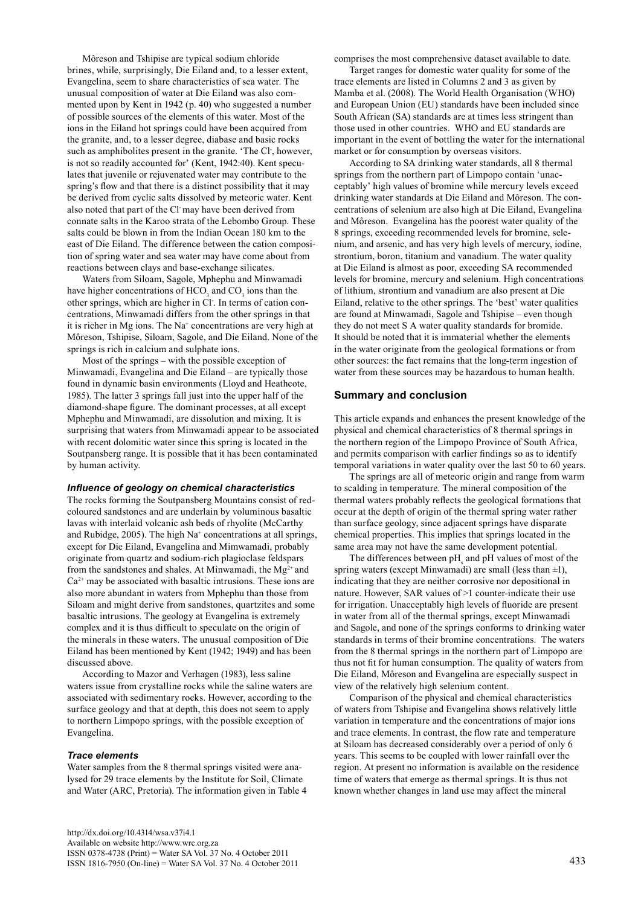Môreson and Tshipise are typical sodium chloride brines, while, surprisingly, Die Eiland and, to a lesser extent, Evangelina, seem to share characteristics of sea water. The unusual composition of water at Die Eiland was also commented upon by Kent in 1942 (p. 40) who suggested a number of possible sources of the elements of this water. Most of the ions in the Eiland hot springs could have been acquired from the granite, and, to a lesser degree, diabase and basic rocks such as amphibolites present in the granite. 'The $Cl^-$, however, is not so readily accounted for' (Kent, 1942:40). Kent speculates that juvenile or rejuvenated water may contribute to the spring's flow and that there is a distinct possibility that it may be derived from cyclic salts dissolved by meteoric water. Kent also noted that part of the $Cl^-$ may have been derived from connate salts in the Karoo strata of the Lebombo Group. These salts could be blown in from the Indian Ocean 180 km to the east of Die Eiland. The difference between the cation composition of spring water and sea water may have come about from reactions between clays and base-exchange silicates.

Waters from Siloam, Sagole, Mphephu and Minwamadi have higher concentrations of $HCO_3$ and $CO_3$ ions than the other springs, which are higher in $Cl^-$. In terms of cation concentrations, Minwamadi differs from the other springs in that it is richer in Mg ions. The $Na^+$ concentrations are very high at Môreson, Tshipise, Siloam, Sagole, and Die Eiland. None of the springs is rich in calcium and sulphate ions.

Most of the springs – with the possible exception of Minwamadi, Evangelina and Die Eiland – are typically those found in dynamic basin environments (Lloyd and Heathcote, 1985). The latter 3 springs fall just into the upper half of the diamond-shape figure. The dominant processes, at all except Mphephu and Minwamadi, are dissolution and mixing. It is surprising that waters from Minwamadi appear to be associated with recent dolomitic water since this spring is located in the Soutpansberg range. It is possible that it has been contaminated by human activity.

### *Influence of geology on chemical characteristics*

The rocks forming the Soutpansberg Mountains consist of red-coloured sandstones and are underlain by voluminous basaltic lavas with interlaid volcanic ash beds of rhyolite (McCarthy and Rubidge, 2005). The high $Na^+$ concentrations at all springs, except for Die Eiland, Evangelina and Mimwamadi, probably originate from quartz and sodium-rich plagioclase feldspars from the sandstones and shales. At Minwamadi, the $Mg^{2+}$ and $Ca^{2+}$ may be associated with basaltic intrusions. These ions are also more abundant in waters from Mphephu than those from Siloam and might derive from sandstones, quartzites and some basaltic intrusions. The geology at Evangelina is extremely complex and it is thus difficult to speculate on the origin of the minerals in these waters. The unusual composition of Die Eiland has been mentioned by Kent (1942; 1949) and has been discussed above.

According to Mazor and Verhagen (1983), less saline waters issue from crystalline rocks while the saline waters are associated with sedimentary rocks. However, according to the surface geology and that at depth, this does not seem to apply to northern Limpopo springs, with the possible exception of Evangelina.

### *Trace elements*

Water samples from the 8 thermal springs visited were analysed for 29 trace elements by the Institute for Soil, Climate and Water (ARC, Pretoria). The information given in Table 4 comprises the most comprehensive dataset available to date.

Target ranges for domestic water quality for some of the trace elements are listed in Columns 2 and 3 as given by Mamba et al. (2008). The World Health Organisation (WHO) and European Union (EU) standards have been included since South African (SA) standards are at times less stringent than those used in other countries. WHO and EU standards are important in the event of bottling the water for the international market or for consumption by overseas visitors.

According to SA drinking water standards, all 8 thermal springs from the northern part of Limpopo contain 'unacceptably' high values of bromine while mercury levels exceed drinking water standards at Die Eiland and Môreson. The concentrations of selenium are also high at Die Eiland, Evangelina and Môreson. Evangelina has the poorest water quality of the 8 springs, exceeding recommended levels for bromine, selenium, and arsenic, and has very high levels of mercury, iodine, strontium, boron, titanium and vanadium. The water quality at Die Eiland is almost as poor, exceeding SA recommended levels for bromine, mercury and selenium. High concentrations of lithium, strontium and vanadium are also present at Die Eiland, relative to the other springs. The 'best' water qualities are found at Minwamadi, Sagole and Tshipise – even though they do not meet S A water quality standards for bromide. It should be noted that it is immaterial whether the elements in the water originate from the geological formations or from other sources: the fact remains that the long-term ingestion of water from these sources may be hazardous to human health.

## Summary and conclusion

This article expands and enhances the present knowledge of the physical and chemical characteristics of 8 thermal springs in the northern region of the Limpopo Province of South Africa, and permits comparison with earlier findings so as to identify temporal variations in water quality over the last 50 to 60 years.

The springs are all of meteoric origin and range from warm to scalding in temperature. The mineral composition of the thermal waters probably reflects the geological formations that occur at the depth of origin of the thermal spring water rather than surface geology, since adjacent springs have disparate chemical properties. This implies that springs located in the same area may not have the same development potential.

The differences between $pH_s$ and pH values of most of the spring waters (except Minwamadi) are small (less than ±1), indicating that they are neither corrosive nor depositional in nature. However, SAR values of >1 counter-indicate their use for irrigation. Unacceptably high levels of fluoride are present in water from all of the thermal springs, except Minwamadi and Sagole, and none of the springs conforms to drinking water standards in terms of their bromine concentrations. The waters from the 8 thermal springs in the northern part of Limpopo are thus not fit for human consumption. The quality of waters from Die Eiland, Môreson and Evangelina are especially suspect in view of the relatively high selenium content.

Comparison of the physical and chemical characteristics of waters from Tshipise and Evangelina shows relatively little variation in temperature and the concentrations of major ions and trace elements. In contrast, the flow rate and temperature at Siloam has decreased considerably over a period of only 6 years. This seems to be coupled with lower rainfall over the region. At present no information is available on the residence time of waters that emerge as thermal springs. It is thus not known whether changes in land use may affect the mineral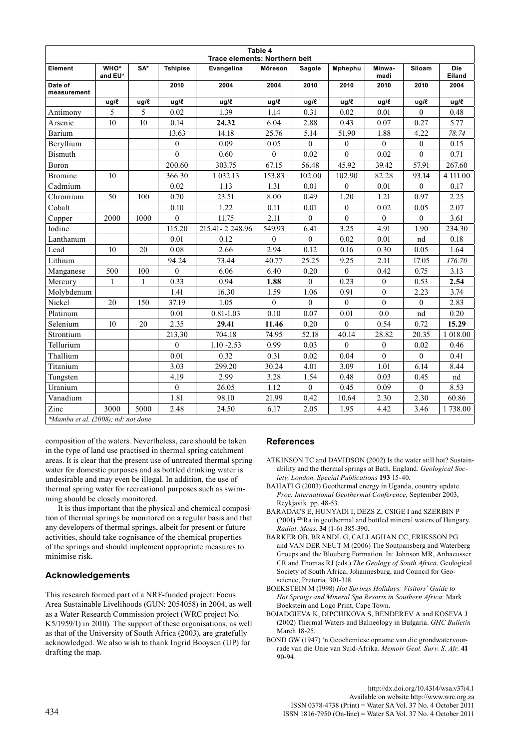**Table 4**
**Trace elements: Northern belt**

| Element | WHO* and EU* | SA* | Tshipise | Evangelina | Môreson | Sagole | Mphephu | Minwa-madi | Siloam | Die Eiland |
|---|---|---|---|---|---|---|---|---|---|---|
| Date of measurement | | | 2010 | 2004 | 2004 | 2010 | 2010 | 2010 | 2010 | 2004 |
| | ug/ℓ | ug/ℓ | ug/ℓ | ug/ℓ | ug/ℓ | ug/ℓ | ug/ℓ | ug/ℓ | ug/ℓ | ug/ℓ |
| Antimony | 5 | 5 | 0.02 | 1.39 | 1.14 | 0.31 | 0.02 | 0.01 | 0 | 0.48 |
| Arsenic | 10 | 10 | 0.14 | **24.32** | 6.04 | 2.88 | 0.43 | 0.07 | 0.27 | 5.77 |
| Barium | | | 13.63 | 14.18 | 25.76 | 5.14 | 51.90 | 1.88 | 4.22 | *78.74* |
| Beryllium | | | 0 | 0.09 | 0.05 | 0 | 0 | 0 | 0 | 0.15 |
| Bismuth | | | 0 | 0.60 | 0 | 0.02 | 0 | 0.02 | 0 | 0.71 |
| Boron | | | 200.60 | 303.75 | 67.15 | 56.48 | 45.92 | 39.42 | 57.91 | 267.60 |
| Bromine | 10 | | 366.30 | 1 032.13 | 153.83 | 102.00 | 102.90 | 82.28 | 93.14 | 4 111.00 |
| Cadmium | | | 0.02 | 1.13 | 1.31 | 0.01 | 0 | 0.01 | 0 | 0.17 |
| Chromium | 50 | 100 | 0.70 | 23.51 | 8.00 | 0.49 | 1.20 | 1.21 | 0.97 | 2.25 |
| Cobalt | | | 0.10 | 1.22 | 0.11 | 0.01 | 0 | 0.02 | 0.05 | 2.07 |
| Copper | 2000 | 1000 | 0 | 11.75 | 2.11 | 0 | 0 | 0 | 0 | 3.61 |
| Iodine | | | 115.20 | 215.41- 2 248.96 | 549.93 | 6.41 | 3.25 | 4.91 | 1.90 | 234.30 |
| Lanthanum | | | 0.01 | 0.12 | 0 | 0 | 0.02 | 0.01 | nd | 0.18 |
| Lead | 10 | 20 | 0.08 | 2.66 | 2.94 | 0.12 | 0.16 | 0.30 | 0.05 | 1.64 |
| Lithium | | | 94.24 | 73.44 | 40.77 | 25.25 | 9.25 | 2.11 | 17.05 | *176.70* |
| Manganese | 500 | 100 | 0 | 6.06 | 6.40 | 0.20 | 0 | 0.42 | 0.75 | 3.13 |
| Mercury | 1 | 1 | 0.33 | 0.94 | **1.88** | 0 | 0.23 | 0 | 0.53 | **2.54** |
| Molybdenum | | | 1.41 | 16.30 | 1.59 | 1.06 | 0.91 | 0 | 2.23 | 3.74 |
| Nickel | 20 | 150 | 37.19 | 1.05 | 0 | 0 | 0 | 0 | 0 | 2.83 |
| Platinum | | | 0.01 | 0.81-1.03 | 0.10 | 0.07 | 0.01 | 0.0 | nd | 0.20 |
| Selenium | 10 | 20 | 2.35 | **29.41** | **11.46** | 0.20 | 0 | 0.54 | 0.72 | **15.29** |
| Strontium | | | 213,30 | 704.18 | 74.95 | 52.18 | 40.14 | 28.82 | 20.35 | 1 018.00 |
| Tellurium | | | 0 | 1.10 -2.53 | 0.99 | 0.03 | 0 | 0 | 0.02 | 0.46 |
| Thallium | | | 0.01 | 0.32 | 0.31 | 0.02 | 0.04 | 0 | 0 | 0.41 |
| Titanium | | | 3.03 | 299.20 | 30.24 | 4.01 | 3.09 | 1.01 | 6.14 | 8.44 |
| Tungsten | | | 4.19 | 2.99 | 3.28 | 1.54 | 0.48 | 0.03 | 0.45 | nd |
| Uranium | | | 0 | 26.05 | 1.12 | 0 | 0.45 | 0.09 | 0 | 8.53 |
| Vanadium | | | 1.81 | 98.10 | 21.99 | 0.42 | 10.64 | 2.30 | 2.30 | 60.86 |
| Zinc | 3000 | 5000 | 2.48 | 24.50 | 6.17 | 2.05 | 1.95 | 4.42 | 3.46 | 1 738.00 |

*Mamba et al. (2008); nd: not done

composition of the waters. Nevertheless, care should be taken in the type of land use practised in thermal spring catchment areas. It is clear that the present use of untreated thermal spring water for domestic purposes and as bottled drinking water is undesirable and may even be illegal. In addition, the use of thermal spring water for recreational purposes such as swimming should be closely monitored.

It is thus important that the physical and chemical composition of thermal springs be monitored on a regular basis and that any developers of thermal springs, albeit for present or future activities, should take cognisance of the chemical properties of the springs and should implement appropriate measures to minimise risk.

## Acknowledgements

This research formed part of a NRF-funded project: Focus Area Sustainable Livelihoods (GUN: 2054058) in 2004, as well as a Water Research Commission project (WRC project No. K5/1959/1) in 2010). The support of these organisations, as well as that of the University of South Africa (2003), are gratefully acknowledged. We also wish to thank Ingrid Booysen (UP) for drafting the map.

## References

ATKINSON TC and DAVIDSON (2002) Is the water still hot? Sustainability and the thermal springs at Bath, England. *Geological Society, London, Special Publications* **193** 15-40.

BAHATI G (2003) Geothermal energy in Uganda, country update. *Proc. International Geothermal Conference,* September 2003, Reykjavik. pp. 48-53.

BARADÁCS E, HUNYADI I, DEZS Z, CSIGE I and SZERBIN P (2001) $^{226}$Ra in geothermal and bottled mineral waters of Hungary. *Radiat. Meas.* **34** (1-6) 385-390.

BARKER OB, BRANDL G, CALLAGHAN CC, ERIKSSON PG and VAN DER NEUT M (2006) The Soutpansberg and Waterberg Groups and the Blouberg Formation. In: Johnson MR, Anhaeusser CR and Thomas RJ (eds.) *The Geology of South Africa.* Geological Society of South Africa, Johannesburg, and Council for Geoscience, Pretoria. 301-318.

BOEKSTEIN M (1998) *Hot Springs Holidays: Visitors' Guide to Hot Springs and Mineral Spa Resorts in Southern Africa.* Mark Boekstein and Logo Print, Cape Town.

BOJADGIEVA K, DIPCHIKOVA S, BENDEREV A and KOSEVA J (2002) Thermal Waters and Balneology in Bulgaria. *GHC Bulletin* March 18-25.

BOND GW (1947) 'n Geochemiese opname van die grondwatervoorrade van die Unie van Suid-Afrika. *Memoir Geol. Surv. S. Afr.* **41** 90-94.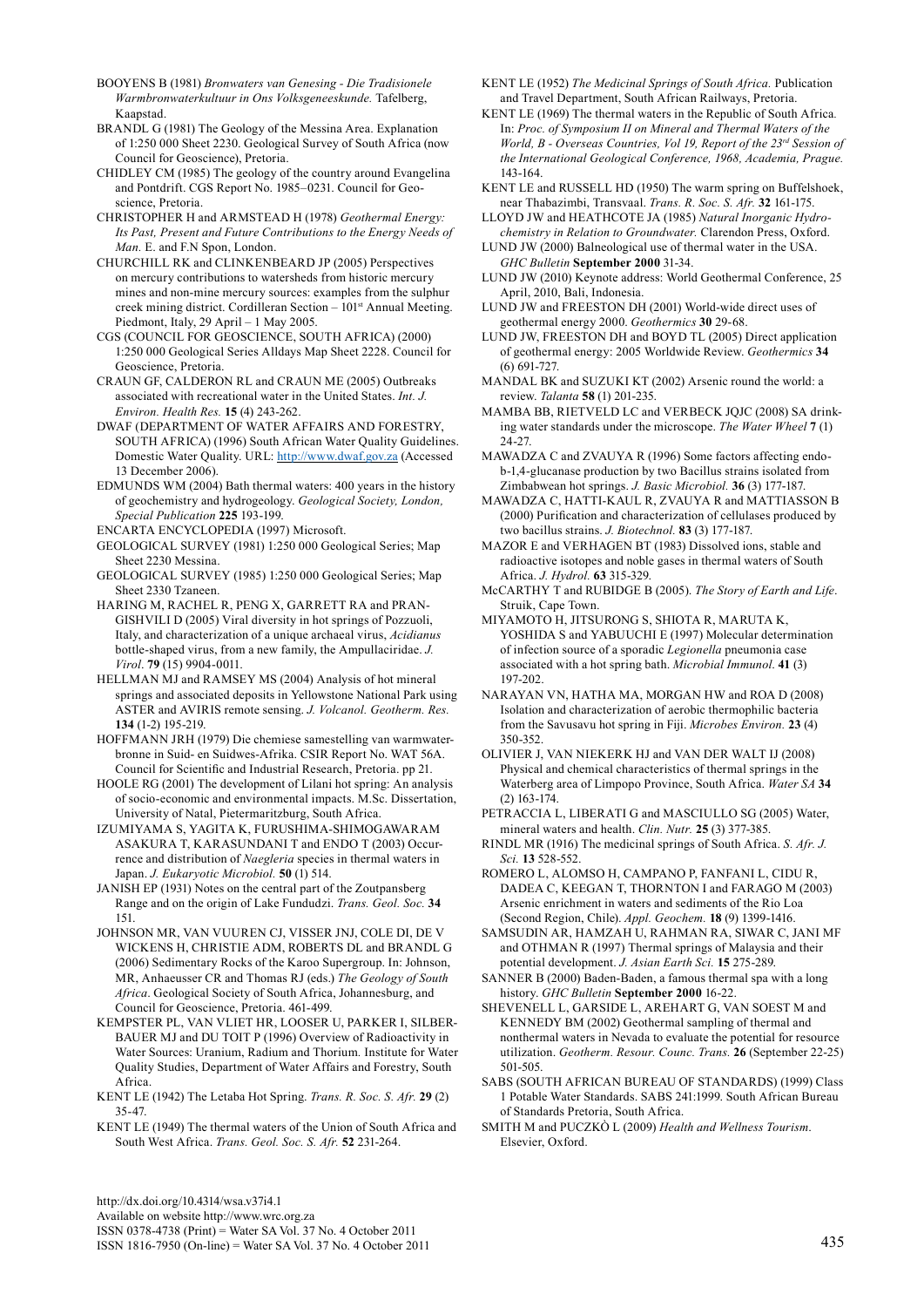BOOYENS B (1981) *Bronwaters van Genesing - Die Tradisionele Warmbronwaterkultuur in Ons Volksgeneeskunde.* Tafelberg, Kaapstad.

BRANDL G (1981) The Geology of the Messina Area. Explanation of 1:250 000 Sheet 2230. Geological Survey of South Africa (now Council for Geoscience), Pretoria.

CHIDLEY CM (1985) The geology of the country around Evangelina and Pontdrift. CGS Report No. 1985–0231. Council for Geoscience, Pretoria.

CHRISTOPHER H and ARMSTEAD H (1978) *Geothermal Energy: Its Past, Present and Future Contributions to the Energy Needs of Man.* E. and F.N Spon, London.

CHURCHILL RK and CLINKENBEARD JP (2005) Perspectives on mercury contributions to watersheds from historic mercury mines and non-mine mercury sources: examples from the sulphur creek mining district. Cordilleran Section – 101st Annual Meeting. Piedmont, Italy, 29 April – 1 May 2005.

CGS (COUNCIL FOR GEOSCIENCE, SOUTH AFRICA) (2000) 1:250 000 Geological Series Alldays Map Sheet 2228. Council for Geoscience, Pretoria.

CRAUN GF, CALDERON RL and CRAUN ME (2005) Outbreaks associated with recreational water in the United States. *Int. J. Environ. Health Res.* **15** (4) 243-262.

DWAF (DEPARTMENT OF WATER AFFAIRS AND FORESTRY, SOUTH AFRICA) (1996) South African Water Quality Guidelines. Domestic Water Quality. URL: http://www.dwaf.gov.za (Accessed 13 December 2006).

EDMUNDS WM (2004) Bath thermal waters: 400 years in the history of geochemistry and hydrogeology. *Geological Society, London, Special Publication* **225** 193-199.

ENCARTA ENCYCLOPEDIA (1997) Microsoft.

GEOLOGICAL SURVEY (1981) 1:250 000 Geological Series; Map Sheet 2230 Messina.

GEOLOGICAL SURVEY (1985) 1:250 000 Geological Series; Map Sheet 2330 Tzaneen.

HARING M, RACHEL R, PENG X, GARRETT RA and PRANGISHVILI D (2005) Viral diversity in hot springs of Pozzuoli, Italy, and characterization of a unique archaeal virus, *Acidianus* bottle-shaped virus, from a new family, the Ampullaciridae. *J. Virol.* **79** (15) 9904-0011.

HELLMAN MJ and RAMSEY MS (2004) Analysis of hot mineral springs and associated deposits in Yellowstone National Park using ASTER and AVIRIS remote sensing. *J. Volcanol. Geotherm. Res.* **134** (1-2) 195-219.

HOFFMANN JRH (1979) Die chemiese samestelling van warmwaterbronne in Suid- en Suidwes-Afrika. CSIR Report No. WAT 56A. Council for Scientific and Industrial Research, Pretoria. pp 21.

HOOLE RG (2001) The development of Lilani hot spring: An analysis of socio-economic and environmental impacts. M.Sc. Dissertation, University of Natal, Pietermaritzburg, South Africa.

IZUMIYAMA S, YAGITA K, FURUSHIMA-SHIMOGAWARAM ASAKURA T, KARASUNDANI T and ENDO T (2003) Occurrence and distribution of *Naegleria* species in thermal waters in Japan. *J. Eukaryotic Microbiol.* **50** (1) 514.

JANISH EP (1931) Notes on the central part of the Zoutpansberg Range and on the origin of Lake Fundudzi. *Trans. Geol. Soc.* **34** 151.

JOHNSON MR, VAN VUUREN CJ, VISSER JNJ, COLE DI, DE V WICKENS H, CHRISTIE ADM, ROBERTS DL and BRANDL G (2006) Sedimentary Rocks of the Karoo Supergroup. In: Johnson, MR, Anhaeusser CR and Thomas RJ (eds.) *The Geology of South Africa*. Geological Society of South Africa, Johannesburg, and Council for Geoscience, Pretoria. 461-499.

KEMPSTER PL, VAN VLIET HR, LOOSER U, PARKER I, SILBERBAUER MJ and DU TOIT P (1996) Overview of Radioactivity in Water Sources: Uranium, Radium and Thorium*.* Institute for Water Quality Studies, Department of Water Affairs and Forestry, South Africa.

KENT LE (1942) The Letaba Hot Spring. *Trans. R. Soc. S. Afr.* **29** (2) 35-47.

KENT LE (1949) The thermal waters of the Union of South Africa and South West Africa. *Trans. Geol. Soc. S. Afr.* **52** 231-264.

KENT LE (1952) *The Medicinal Springs of South Africa.* Publication and Travel Department, South African Railways, Pretoria.

KENT LE (1969) The thermal waters in the Republic of South Africa*.* In: *Proc. of Symposium II on Mineral and Thermal Waters of the World, B - Overseas Countries, Vol 19, Report of the 23rd Session of the International Geological Conference, 1968, Academia, Prague.* 143-164.

KENT LE and RUSSELL HD (1950) The warm spring on Buffelshoek, near Thabazimbi, Transvaal. *Trans. R. Soc. S. Afr.* **32** 161-175.

LLOYD JW and HEATHCOTE JA (1985) *Natural Inorganic Hydrochemistry in Relation to Groundwater.* Clarendon Press, Oxford.

LUND JW (2000) Balneological use of thermal water in the USA. *GHC Bulletin* **September 2000** 31-34.

LUND JW (2010) Keynote address: World Geothermal Conference, 25 April, 2010, Bali, Indonesia.

LUND JW and FREESTON DH (2001) World-wide direct uses of geothermal energy 2000. *Geothermics* **30** 29-68.

LUND JW, FREESTON DH and BOYD TL (2005) Direct application of geothermal energy: 2005 Worldwide Review. *Geothermics* **34** (6) 691-727.

MANDAL BK and SUZUKI KT (2002) Arsenic round the world: a review. *Talanta* **58** (1) 201-235.

MAMBA BB, RIETVELD LC and VERBECK JQJC (2008) SA drinking water standards under the microscope. *The Water Wheel* **7** (1) 24-27.

MAWADZA C and ZVAUYA R (1996) Some factors affecting endo-b-1,4-glucanase production by two Bacillus strains isolated from Zimbabwean hot springs. *J. Basic Microbiol.* **36** (3) 177-187.

MAWADZA C, HATTI-KAUL R, ZVAUYA R and MATTIASSON B (2000) Purification and characterization of cellulases produced by two bacillus strains. *J. Biotechnol.* **83** (3) 177-187.

MAZOR E and VERHAGEN BT (1983) Dissolved ions, stable and radioactive isotopes and noble gases in thermal waters of South Africa. *J. Hydrol.* **63** 315-329.

McCARTHY T and RUBIDGE B (2005). *The Story of Earth and Life*. Struik, Cape Town.

MIYAMOTO H, JITSURONG S, SHIOTA R, MARUTA K, YOSHIDA S and YABUUCHI E (1997) Molecular determination of infection source of a sporadic *Legionella* pneumonia case associated with a hot spring bath. *Microbial Immunol.* **41** (3) 197-202.

NARAYAN VN, HATHA MA, MORGAN HW and ROA D (2008) Isolation and characterization of aerobic thermophilic bacteria from the Savusavu hot spring in Fiji. *Microbes Environ.* **23** (4) 350-352.

OLIVIER J, VAN NIEKERK HJ and VAN DER WALT IJ (2008) Physical and chemical characteristics of thermal springs in the Waterberg area of Limpopo Province, South Africa. *Water SA* **34** (2) 163-174.

PETRACCIA L, LIBERATI G and MASCIULLO SG (2005) Water, mineral waters and health. *Clin. Nutr.* **25** (3) 377-385.

RINDL MR (1916) The medicinal springs of South Africa. *S. Afr. J. Sci.* **13** 528-552.

ROMERO L, ALOMSO H, CAMPANO P, FANFANI L, CIDU R, DADEA C, KEEGAN T, THORNTON I and FARAGO M (2003) Arsenic enrichment in waters and sediments of the Rio Loa (Second Region, Chile). *Appl. Geochem.* **18** (9) 1399-1416.

SAMSUDIN AR, HAMZAH U, RAHMAN RA, SIWAR C, JANI MF and OTHMAN R (1997) Thermal springs of Malaysia and their potential development. *J. Asian Earth Sci.* **15** 275-289.

SANNER B (2000) Baden-Baden, a famous thermal spa with a long history. *GHC Bulletin* **September 2000** 16-22.

SHEVENELL L, GARSIDE L, AREHART G, VAN SOEST M and KENNEDY BM (2002) Geothermal sampling of thermal and nonthermal waters in Nevada to evaluate the potential for resource utilization. *Geotherm. Resour. Counc. Trans.* **26** (September 22-25) 501-505.

SABS (SOUTH AFRICAN BUREAU OF STANDARDS) (1999) Class 1 Potable Water Standards. SABS 241:1999. South African Bureau of Standards Pretoria, South Africa.

SMITH M and PUCZKÓ L (2009) *Health and Wellness Tourism*. Elsevier, Oxford.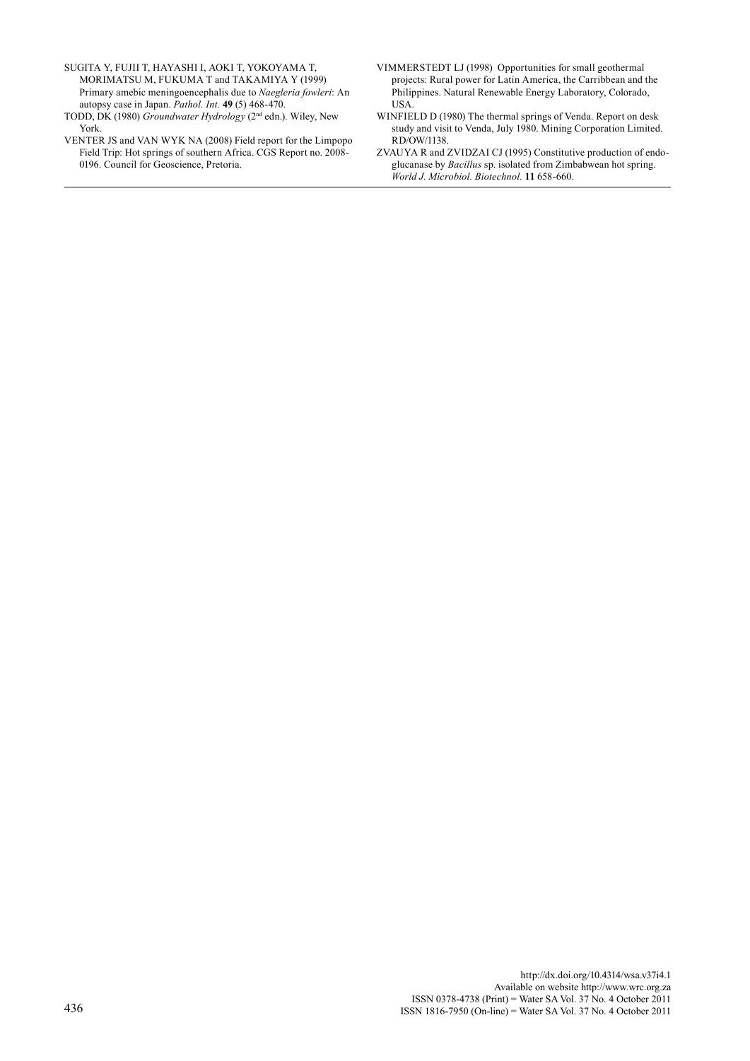SUGITA Y, FUJII T, HAYASHI I, AOKI T, YOKOYAMA T, MORIMATSU M, FUKUMA T and TAKAMIYA Y (1999) Primary amebic meningoencephalis due to *Naegleria fowleri*: An autopsy case in Japan. *Pathol. Int.* **49** (5) 468-470.

TODD, DK (1980) *Groundwater Hydrology* (2nd edn.). Wiley, New York.

VENTER JS and VAN WYK NA (2008) Field report for the Limpopo Field Trip: Hot springs of southern Africa. CGS Report no. 2008-0196. Council for Geoscience, Pretoria.

VIMMERSTEDT LJ (1998) Opportunities for small geothermal projects: Rural power for Latin America, the Carribbean and the Philippines. Natural Renewable Energy Laboratory, Colorado, USA.

WINFIELD D (1980) The thermal springs of Venda. Report on desk study and visit to Venda, July 1980. Mining Corporation Limited. RD/OW/1138.

ZVAUYA R and ZVIDZAI CJ (1995) Constitutive production of endo-glucanase by *Bacillus* sp. isolated from Zimbabwean hot spring. *World J. Microbiol. Biotechnol.* **11** 658-660.